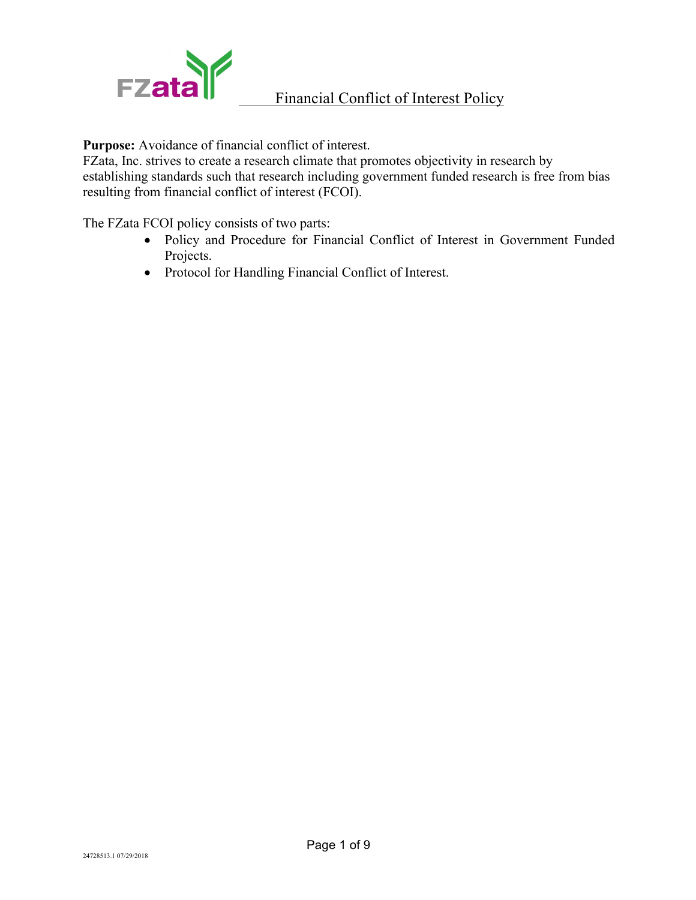# Financial Conflict of Interest Policy

**Purpose:** Avoidance of financial conflict of interest.
FZata, Inc. strives to create a research climate that promotes objectivity in research by establishing standards such that research including government funded research is free from bias resulting from financial conflict of interest (FCOI).

The FZata FCOI policy consists of two parts:

- Policy and Procedure for Financial Conflict of Interest in Government Funded Projects.
- Protocol for Handling Financial Conflict of Interest.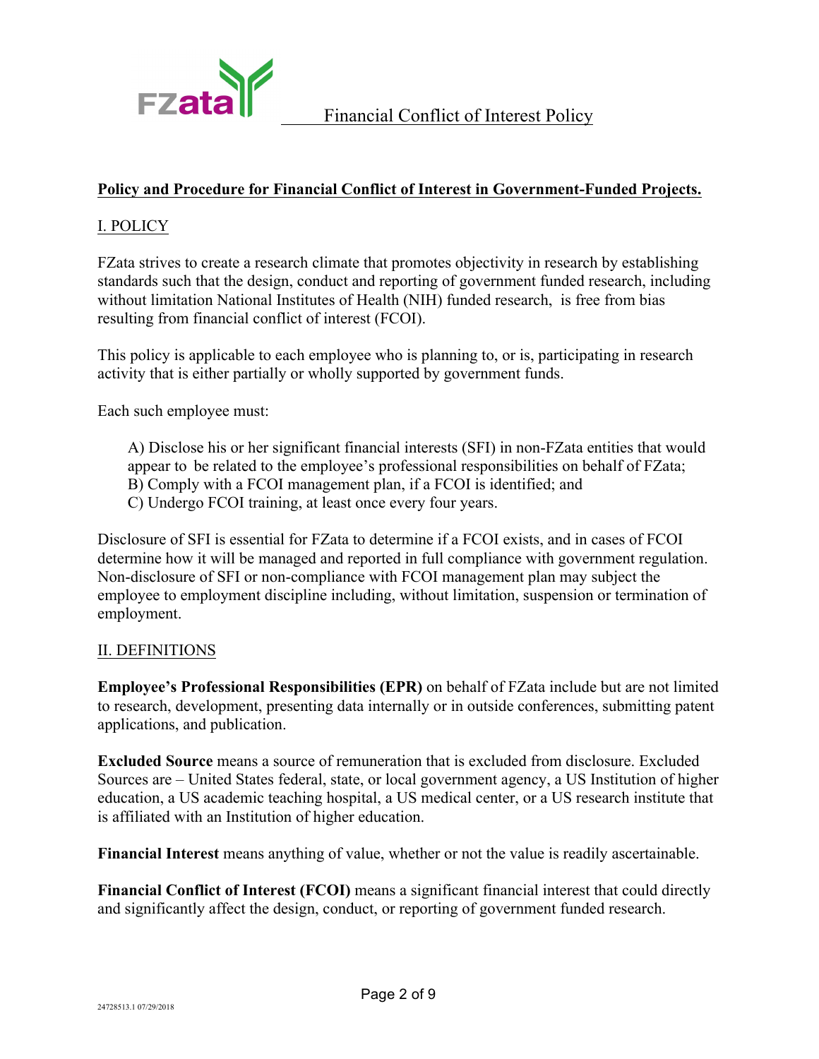## Policy and Procedure for Financial Conflict of Interest in Government-Funded Projects.

### I. POLICY

FZata strives to create a research climate that promotes objectivity in research by establishing standards such that the design, conduct and reporting of government funded research, including without limitation National Institutes of Health (NIH) funded research, is free from bias resulting from financial conflict of interest (FCOI).

This policy is applicable to each employee who is planning to, or is, participating in research activity that is either partially or wholly supported by government funds.

Each such employee must:

A) Disclose his or her significant financial interests (SFI) in non-FZata entities that would appear to be related to the employee's professional responsibilities on behalf of FZata;
B) Comply with a FCOI management plan, if a FCOI is identified; and
C) Undergo FCOI training, at least once every four years.

Disclosure of SFI is essential for FZata to determine if a FCOI exists, and in cases of FCOI determine how it will be managed and reported in full compliance with government regulation. Non-disclosure of SFI or non-compliance with FCOI management plan may subject the employee to employment discipline including, without limitation, suspension or termination of employment.

### II. DEFINITIONS

**Employee's Professional Responsibilities (EPR)** on behalf of FZata include but are not limited to research, development, presenting data internally or in outside conferences, submitting patent applications, and publication.

**Excluded Source** means a source of remuneration that is excluded from disclosure. Excluded Sources are – United States federal, state, or local government agency, a US Institution of higher education, a US academic teaching hospital, a US medical center, or a US research institute that is affiliated with an Institution of higher education.

**Financial Interest** means anything of value, whether or not the value is readily ascertainable.

**Financial Conflict of Interest (FCOI)** means a significant financial interest that could directly and significantly affect the design, conduct, or reporting of government funded research.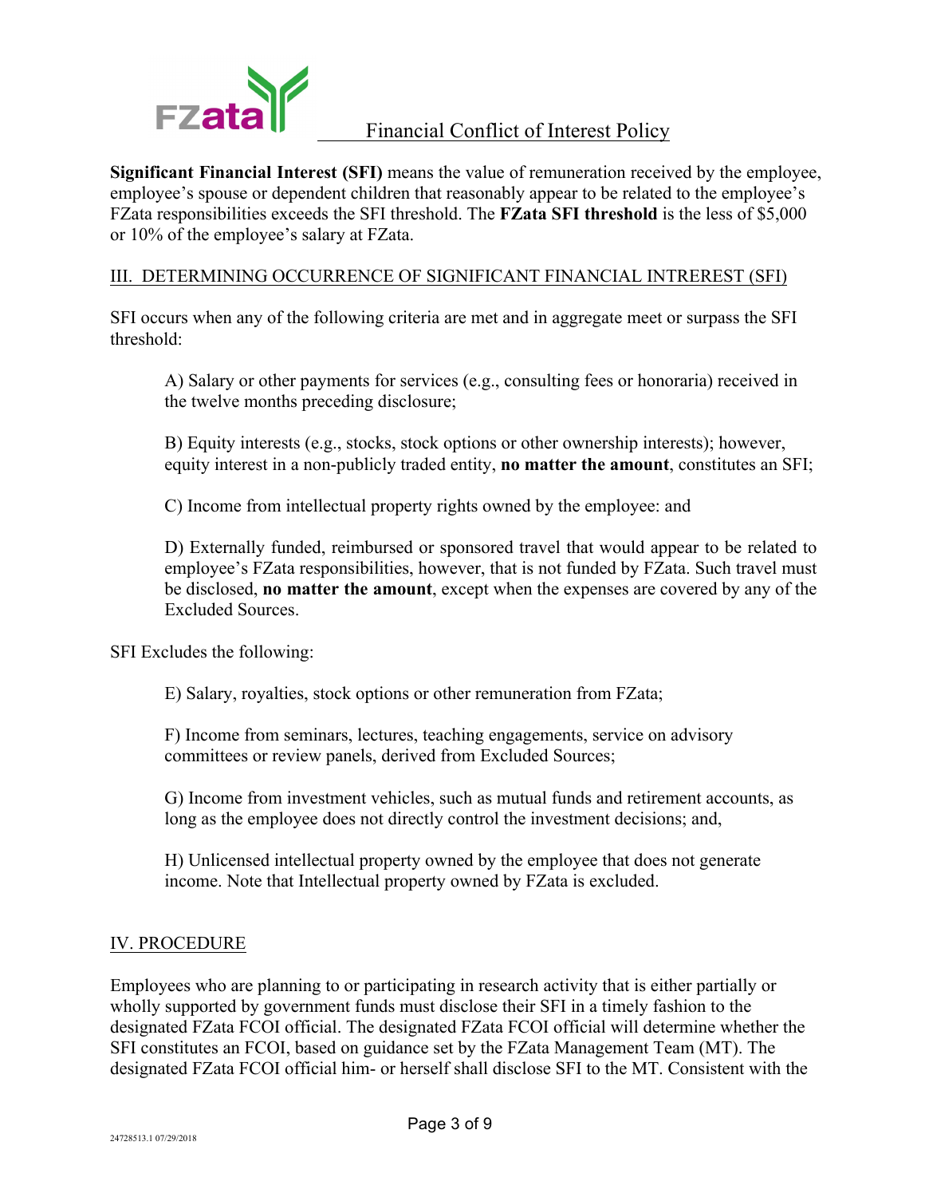**Significant Financial Interest (SFI)** means the value of remuneration received by the employee, employee's spouse or dependent children that reasonably appear to be related to the employee's FZata responsibilities exceeds the SFI threshold. The **FZata SFI threshold** is the less of $5,000 or 10% of the employee's salary at FZata.

## III. DETERMINING OCCURRENCE OF SIGNIFICANT FINANCIAL INTREREST (SFI)

SFI occurs when any of the following criteria are met and in aggregate meet or surpass the SFI threshold:

A) Salary or other payments for services (e.g., consulting fees or honoraria) received in the twelve months preceding disclosure;

B) Equity interests (e.g., stocks, stock options or other ownership interests); however, equity interest in a non-publicly traded entity, **no matter the amount**, constitutes an SFI;

C) Income from intellectual property rights owned by the employee: and

D) Externally funded, reimbursed or sponsored travel that would appear to be related to employee's FZata responsibilities, however, that is not funded by FZata. Such travel must be disclosed, **no matter the amount**, except when the expenses are covered by any of the Excluded Sources.

SFI Excludes the following:

E) Salary, royalties, stock options or other remuneration from FZata;

F) Income from seminars, lectures, teaching engagements, service on advisory committees or review panels, derived from Excluded Sources;

G) Income from investment vehicles, such as mutual funds and retirement accounts, as long as the employee does not directly control the investment decisions; and,

H) Unlicensed intellectual property owned by the employee that does not generate income. Note that Intellectual property owned by FZata is excluded.

## IV. PROCEDURE

Employees who are planning to or participating in research activity that is either partially or wholly supported by government funds must disclose their SFI in a timely fashion to the designated FZata FCOI official. The designated FZata FCOI official will determine whether the SFI constitutes an FCOI, based on guidance set by the FZata Management Team (MT). The designated FZata FCOI official him- or herself shall disclose SFI to the MT. Consistent with the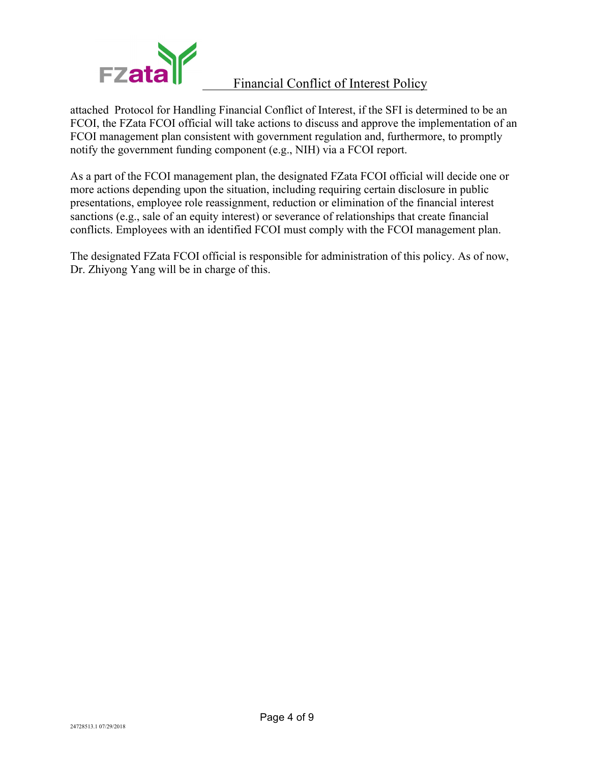attached Protocol for Handling Financial Conflict of Interest, if the SFI is determined to be an FCOI, the FZata FCOI official will take actions to discuss and approve the implementation of an FCOI management plan consistent with government regulation and, furthermore, to promptly notify the government funding component (e.g., NIH) via a FCOI report.

As a part of the FCOI management plan, the designated FZata FCOI official will decide one or more actions depending upon the situation, including requiring certain disclosure in public presentations, employee role reassignment, reduction or elimination of the financial interest sanctions (e.g., sale of an equity interest) or severance of relationships that create financial conflicts. Employees with an identified FCOI must comply with the FCOI management plan.

The designated FZata FCOI official is responsible for administration of this policy. As of now, Dr. Zhiyong Yang will be in charge of this.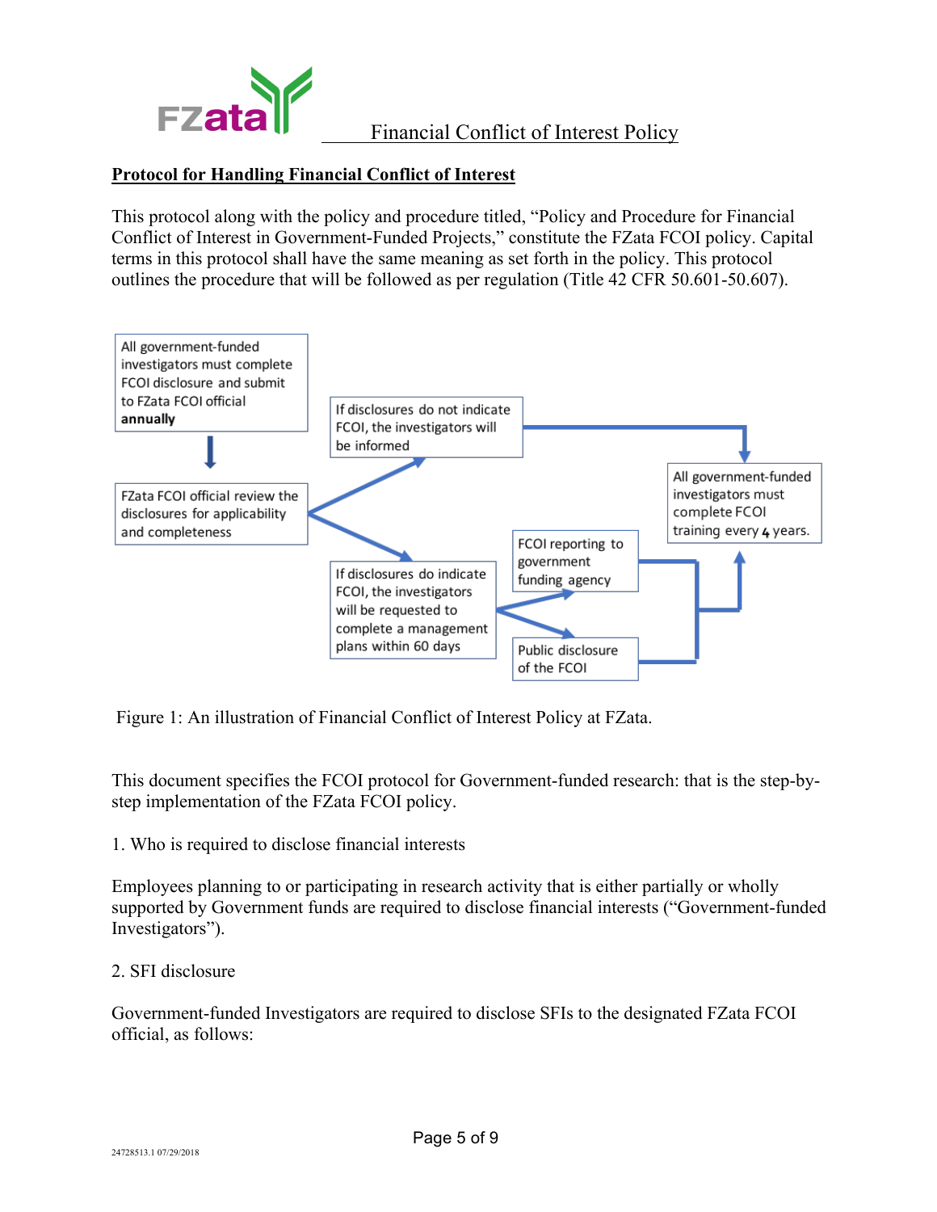**Protocol for Handling Financial Conflict of Interest**

This protocol along with the policy and procedure titled, "Policy and Procedure for Financial Conflict of Interest in Government-Funded Projects," constitute the FZata FCOI policy. Capital terms in this protocol shall have the same meaning as set forth in the policy. This protocol outlines the procedure that will be followed as per regulation (Title 42 CFR 50.601-50.607).

All government-funded investigators must complete FCOI disclosure and submit to FZata FCOI official **annually**

FZata FCOI official review the disclosures for applicability and completeness

If disclosures do not indicate FCOI, the investigators will be informed

If disclosures do indicate FCOI, the investigators will be requested to complete a management plans within 60 days

FCOI reporting to government funding agency

Public disclosure of the FCOI

All government-funded investigators must complete FCOI training every 4 years.

Figure 1: An illustration of Financial Conflict of Interest Policy at FZata.

This document specifies the FCOI protocol for Government-funded research: that is the step-by-step implementation of the FZata FCOI policy.

1. Who is required to disclose financial interests

Employees planning to or participating in research activity that is either partially or wholly supported by Government funds are required to disclose financial interests ("Government-funded Investigators").

2. SFI disclosure

Government-funded Investigators are required to disclose SFIs to the designated FZata FCOI official, as follows: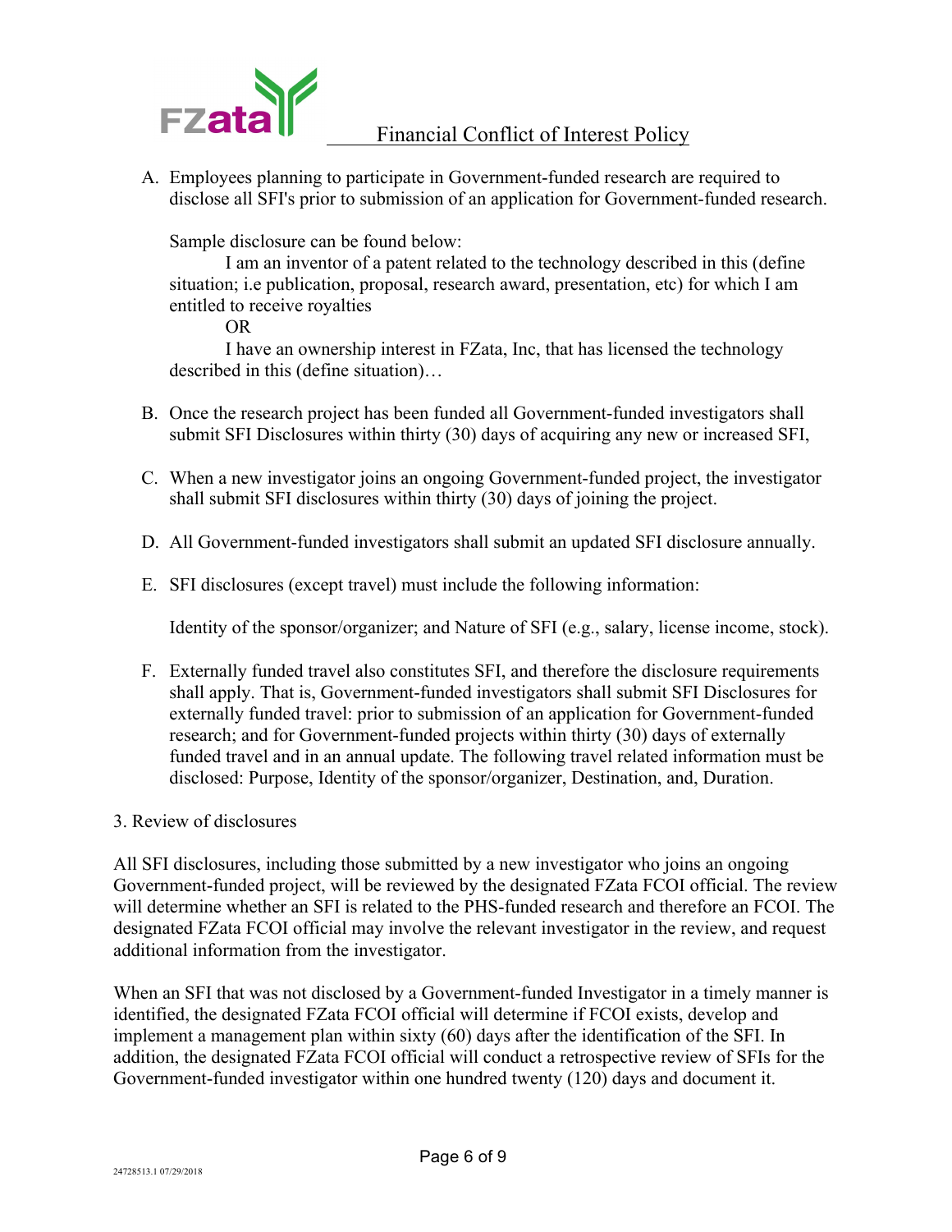A. Employees planning to participate in Government-funded research are required to disclose all SFI's prior to submission of an application for Government-funded research.

   Sample disclosure can be found below:

   I am an inventor of a patent related to the technology described in this (define situation; i.e publication, proposal, research award, presentation, etc) for which I am entitled to receive royalties

   OR

   I have an ownership interest in FZata, Inc, that has licensed the technology described in this (define situation)…

B. Once the research project has been funded all Government-funded investigators shall submit SFI Disclosures within thirty (30) days of acquiring any new or increased SFI,

C. When a new investigator joins an ongoing Government-funded project, the investigator shall submit SFI disclosures within thirty (30) days of joining the project.

D. All Government-funded investigators shall submit an updated SFI disclosure annually.

E. SFI disclosures (except travel) must include the following information:

   Identity of the sponsor/organizer; and Nature of SFI (e.g., salary, license income, stock).

F. Externally funded travel also constitutes SFI, and therefore the disclosure requirements shall apply. That is, Government-funded investigators shall submit SFI Disclosures for externally funded travel: prior to submission of an application for Government-funded research; and for Government-funded projects within thirty (30) days of externally funded travel and in an annual update. The following travel related information must be disclosed: Purpose, Identity of the sponsor/organizer, Destination, and, Duration.

3. Review of disclosures

All SFI disclosures, including those submitted by a new investigator who joins an ongoing Government-funded project, will be reviewed by the designated FZata FCOI official. The review will determine whether an SFI is related to the PHS-funded research and therefore an FCOI. The designated FZata FCOI official may involve the relevant investigator in the review, and request additional information from the investigator.

When an SFI that was not disclosed by a Government-funded Investigator in a timely manner is identified, the designated FZata FCOI official will determine if FCOI exists, develop and implement a management plan within sixty (60) days after the identification of the SFI. In addition, the designated FZata FCOI official will conduct a retrospective review of SFIs for the Government-funded investigator within one hundred twenty (120) days and document it.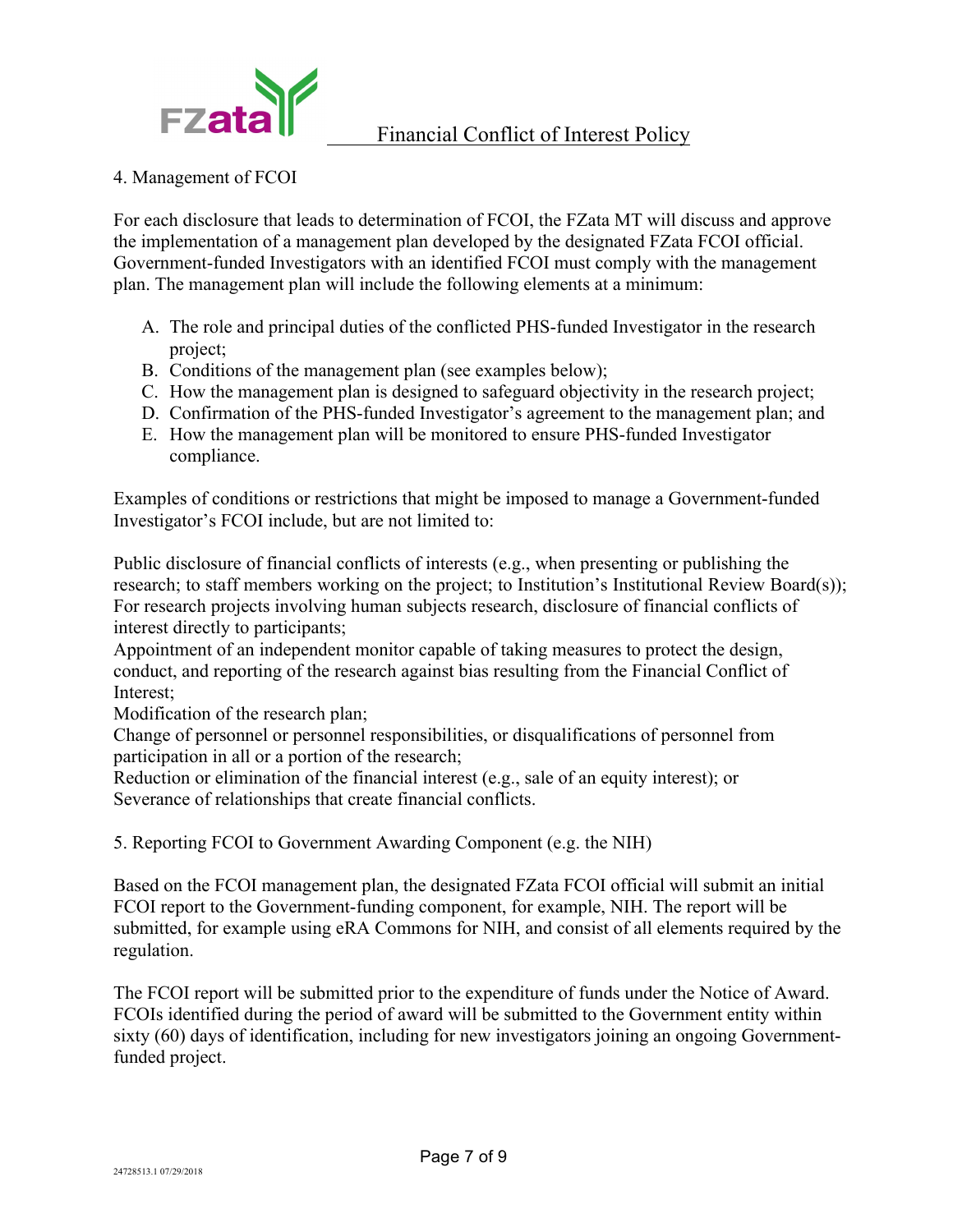## 4. Management of FCOI

For each disclosure that leads to determination of FCOI, the FZata MT will discuss and approve the implementation of a management plan developed by the designated FZata FCOI official. Government-funded Investigators with an identified FCOI must comply with the management plan. The management plan will include the following elements at a minimum:

A. The role and principal duties of the conflicted PHS-funded Investigator in the research project;
B. Conditions of the management plan (see examples below);
C. How the management plan is designed to safeguard objectivity in the research project;
D. Confirmation of the PHS-funded Investigator's agreement to the management plan; and
E. How the management plan will be monitored to ensure PHS-funded Investigator compliance.

Examples of conditions or restrictions that might be imposed to manage a Government-funded Investigator's FCOI include, but are not limited to:

Public disclosure of financial conflicts of interests (e.g., when presenting or publishing the research; to staff members working on the project; to Institution's Institutional Review Board(s));
For research projects involving human subjects research, disclosure of financial conflicts of interest directly to participants;
Appointment of an independent monitor capable of taking measures to protect the design, conduct, and reporting of the research against bias resulting from the Financial Conflict of Interest;
Modification of the research plan;
Change of personnel or personnel responsibilities, or disqualifications of personnel from participation in all or a portion of the research;
Reduction or elimination of the financial interest (e.g., sale of an equity interest); or
Severance of relationships that create financial conflicts.

## 5. Reporting FCOI to Government Awarding Component (e.g. the NIH)

Based on the FCOI management plan, the designated FZata FCOI official will submit an initial FCOI report to the Government-funding component, for example, NIH. The report will be submitted, for example using eRA Commons for NIH, and consist of all elements required by the regulation.

The FCOI report will be submitted prior to the expenditure of funds under the Notice of Award. FCOIs identified during the period of award will be submitted to the Government entity within sixty (60) days of identification, including for new investigators joining an ongoing Government-funded project.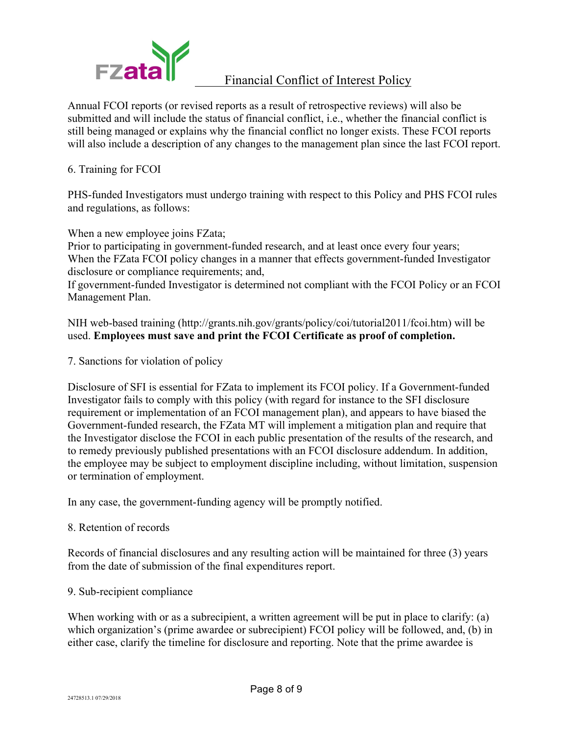Annual FCOI reports (or revised reports as a result of retrospective reviews) will also be submitted and will include the status of financial conflict, i.e., whether the financial conflict is still being managed or explains why the financial conflict no longer exists. These FCOI reports will also include a description of any changes to the management plan since the last FCOI report.

## 6. Training for FCOI

PHS-funded Investigators must undergo training with respect to this Policy and PHS FCOI rules and regulations, as follows:

When a new employee joins FZata;
Prior to participating in government-funded research, and at least once every four years;
When the FZata FCOI policy changes in a manner that effects government-funded Investigator disclosure or compliance requirements; and,
If government-funded Investigator is determined not compliant with the FCOI Policy or an FCOI Management Plan.

NIH web-based training (http://grants.nih.gov/grants/policy/coi/tutorial2011/fcoi.htm) will be used. **Employees must save and print the FCOI Certificate as proof of completion.**

## 7. Sanctions for violation of policy

Disclosure of SFI is essential for FZata to implement its FCOI policy. If a Government-funded Investigator fails to comply with this policy (with regard for instance to the SFI disclosure requirement or implementation of an FCOI management plan), and appears to have biased the Government-funded research, the FZata MT will implement a mitigation plan and require that the Investigator disclose the FCOI in each public presentation of the results of the research, and to remedy previously published presentations with an FCOI disclosure addendum. In addition, the employee may be subject to employment discipline including, without limitation, suspension or termination of employment.

In any case, the government-funding agency will be promptly notified.

## 8. Retention of records

Records of financial disclosures and any resulting action will be maintained for three (3) years from the date of submission of the final expenditures report.

## 9. Sub-recipient compliance

When working with or as a subrecipient, a written agreement will be put in place to clarify: (a) which organization's (prime awardee or subrecipient) FCOI policy will be followed, and, (b) in either case, clarify the timeline for disclosure and reporting. Note that the prime awardee is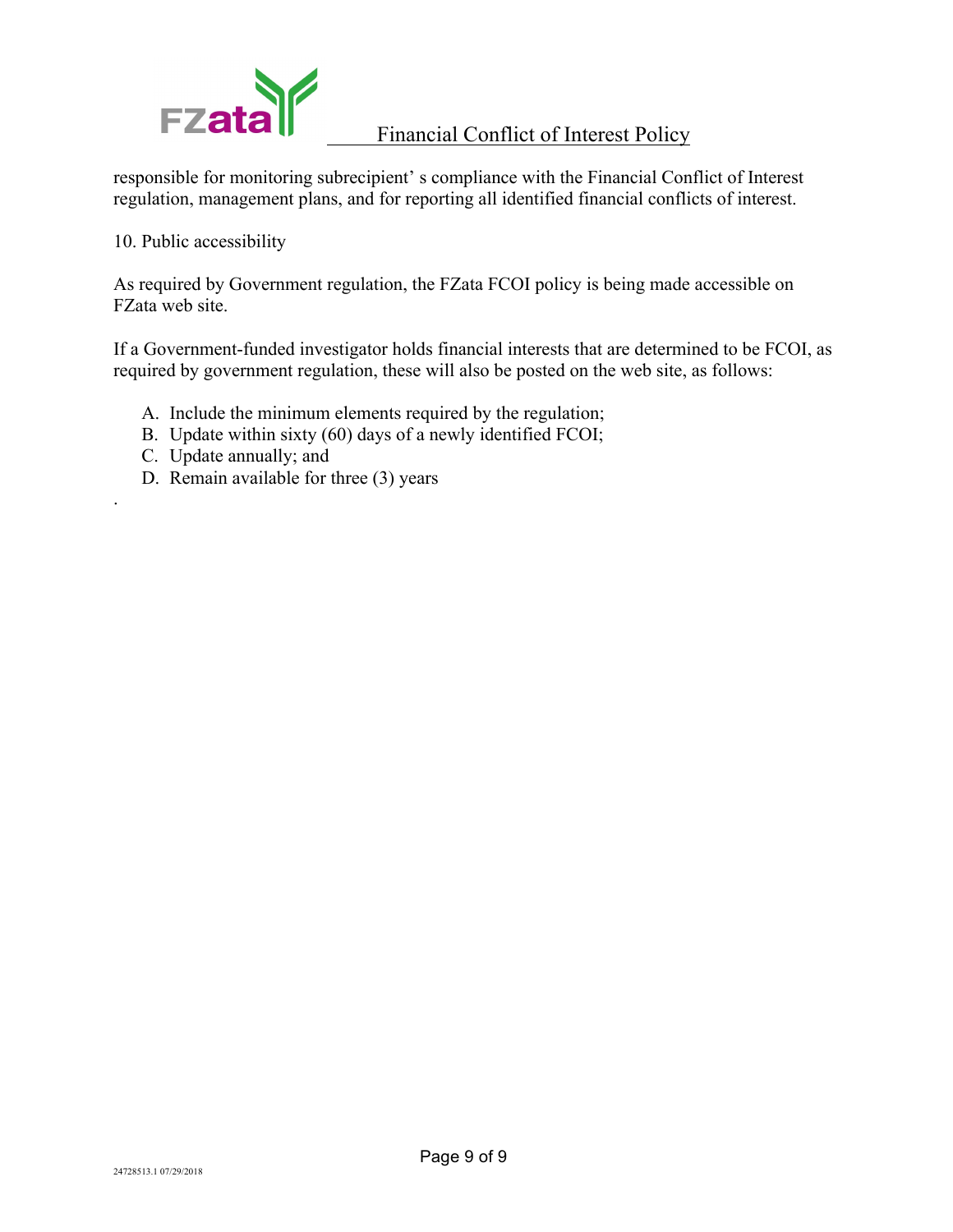responsible for monitoring subrecipient' s compliance with the Financial Conflict of Interest regulation, management plans, and for reporting all identified financial conflicts of interest.

10. Public accessibility

As required by Government regulation, the FZata FCOI policy is being made accessible on FZata web site.

If a Government-funded investigator holds financial interests that are determined to be FCOI, as required by government regulation, these will also be posted on the web site, as follows:

A. Include the minimum elements required by the regulation;
B. Update within sixty (60) days of a newly identified FCOI;
C. Update annually; and
D. Remain available for three (3) years

.